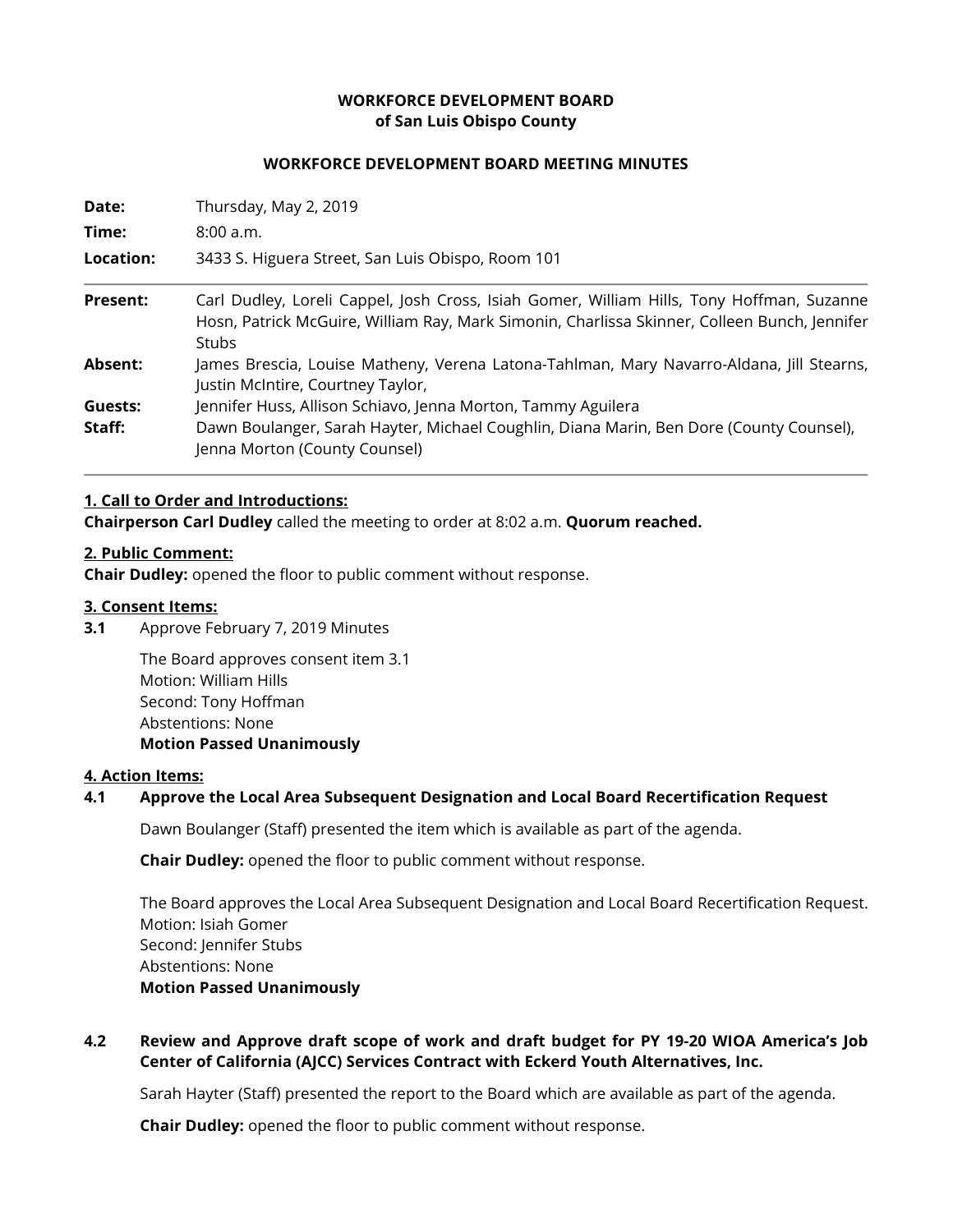**WORKFORCE DEVELOPMENT BOARD**
**of San Luis Obispo County**

**WORKFORCE DEVELOPMENT BOARD MEETING MINUTES**

**Date:** Thursday, May 2, 2019

**Time:** 8:00 a.m.

**Location:** 3433 S. Higuera Street, San Luis Obispo, Room 101

---

**Present:** Carl Dudley, Loreli Cappel, Josh Cross, Isiah Gomer, William Hills, Tony Hoffman, Suzanne Hosn, Patrick McGuire, William Ray, Mark Simonin, Charlissa Skinner, Colleen Bunch, Jennifer Stubs

**Absent:** James Brescia, Louise Matheny, Verena Latona-Tahlman, Mary Navarro-Aldana, Jill Stearns, Justin McIntire, Courtney Taylor,

**Guests:** Jennifer Huss, Allison Schiavo, Jenna Morton, Tammy Aguilera

**Staff:** Dawn Boulanger, Sarah Hayter, Michael Coughlin, Diana Marin, Ben Dore (County Counsel), Jenna Morton (County Counsel)

---

**1. Call to Order and Introductions:**

**Chairperson Carl Dudley** called the meeting to order at 8:02 a.m. **Quorum reached.**

**2. Public Comment:**

**Chair Dudley:** opened the floor to public comment without response.

**3. Consent Items:**

**3.1** Approve February 7, 2019 Minutes

The Board approves consent item 3.1
Motion: William Hills
Second: Tony Hoffman
Abstentions: None
**Motion Passed Unanimously**

**4. Action Items:**

**4.1 Approve the Local Area Subsequent Designation and Local Board Recertification Request**

Dawn Boulanger (Staff) presented the item which is available as part of the agenda.

**Chair Dudley:** opened the floor to public comment without response.

The Board approves the Local Area Subsequent Designation and Local Board Recertification Request.
Motion: Isiah Gomer
Second: Jennifer Stubs
Abstentions: None
**Motion Passed Unanimously**

**4.2 Review and Approve draft scope of work and draft budget for PY 19-20 WIOA America's Job Center of California (AJCC) Services Contract with Eckerd Youth Alternatives, Inc.**

Sarah Hayter (Staff) presented the report to the Board which are available as part of the agenda.

**Chair Dudley:** opened the floor to public comment without response.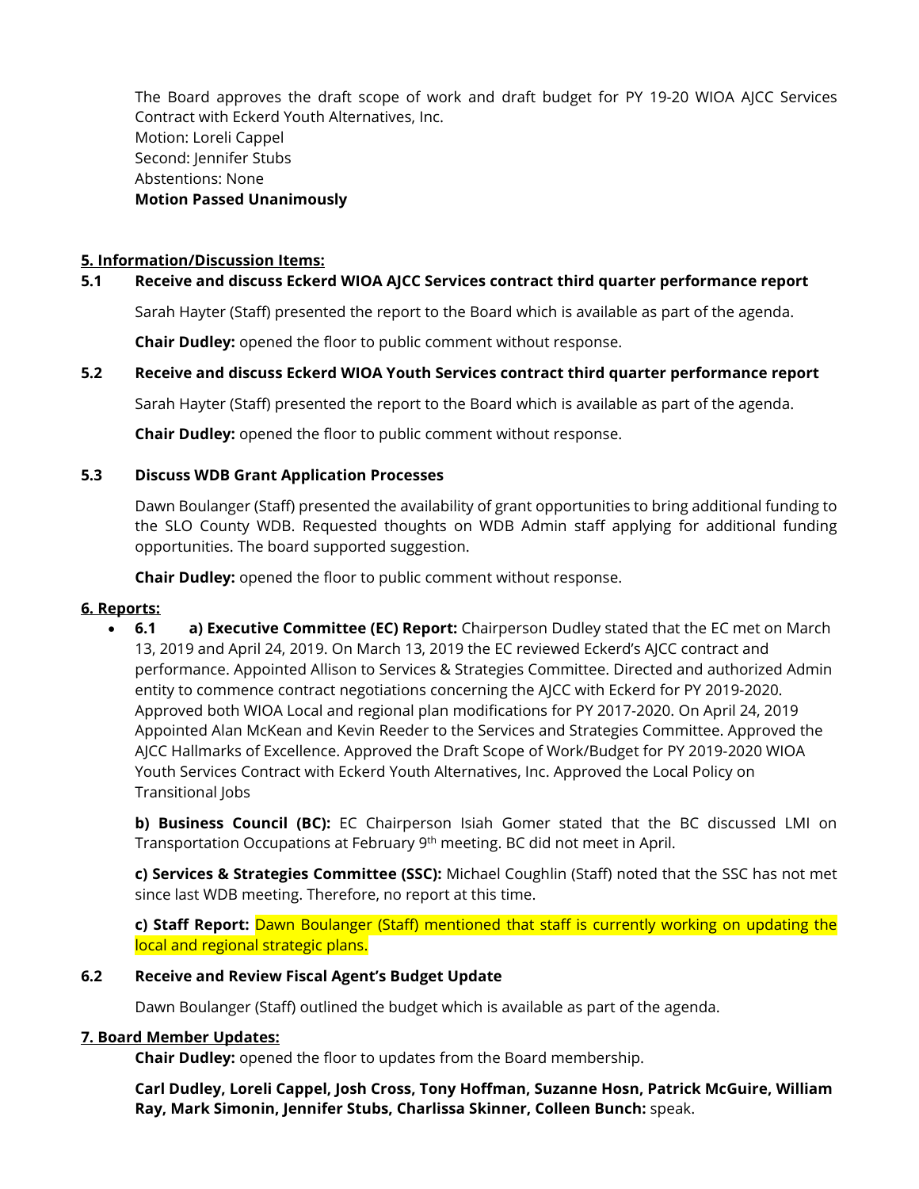The Board approves the draft scope of work and draft budget for PY 19-20 WIOA AJCC Services Contract with Eckerd Youth Alternatives, Inc.
Motion: Loreli Cappel
Second: Jennifer Stubs
Abstentions: None
**Motion Passed Unanimously**

**5. Information/Discussion Items:**

**5.1 Receive and discuss Eckerd WIOA AJCC Services contract third quarter performance report**

Sarah Hayter (Staff) presented the report to the Board which is available as part of the agenda.

**Chair Dudley:** opened the floor to public comment without response.

**5.2 Receive and discuss Eckerd WIOA Youth Services contract third quarter performance report**

Sarah Hayter (Staff) presented the report to the Board which is available as part of the agenda.

**Chair Dudley:** opened the floor to public comment without response.

**5.3 Discuss WDB Grant Application Processes**

Dawn Boulanger (Staff) presented the availability of grant opportunities to bring additional funding to the SLO County WDB. Requested thoughts on WDB Admin staff applying for additional funding opportunities. The board supported suggestion.

**Chair Dudley:** opened the floor to public comment without response.

**6. Reports:**

- **6.1 a) Executive Committee (EC) Report:** Chairperson Dudley stated that the EC met on March 13, 2019 and April 24, 2019. On March 13, 2019 the EC reviewed Eckerd's AJCC contract and performance. Appointed Allison to Services & Strategies Committee. Directed and authorized Admin entity to commence contract negotiations concerning the AJCC with Eckerd for PY 2019-2020. Approved both WIOA Local and regional plan modifications for PY 2017-2020. On April 24, 2019 Appointed Alan McKean and Kevin Reeder to the Services and Strategies Committee. Approved the AJCC Hallmarks of Excellence. Approved the Draft Scope of Work/Budget for PY 2019-2020 WIOA Youth Services Contract with Eckerd Youth Alternatives, Inc. Approved the Local Policy on Transitional Jobs

  **b) Business Council (BC):** EC Chairperson Isiah Gomer stated that the BC discussed LMI on Transportation Occupations at February 9th meeting. BC did not meet in April.

  **c) Services & Strategies Committee (SSC):** Michael Coughlin (Staff) noted that the SSC has not met since last WDB meeting. Therefore, no report at this time.

  **c) Staff Report:** Dawn Boulanger (Staff) mentioned that staff is currently working on updating the local and regional strategic plans.

**6.2 Receive and Review Fiscal Agent's Budget Update**

Dawn Boulanger (Staff) outlined the budget which is available as part of the agenda.

**7. Board Member Updates:**

**Chair Dudley:** opened the floor to updates from the Board membership.

**Carl Dudley, Loreli Cappel, Josh Cross, Tony Hoffman, Suzanne Hosn, Patrick McGuire, William Ray, Mark Simonin, Jennifer Stubs, Charlissa Skinner, Colleen Bunch:** speak.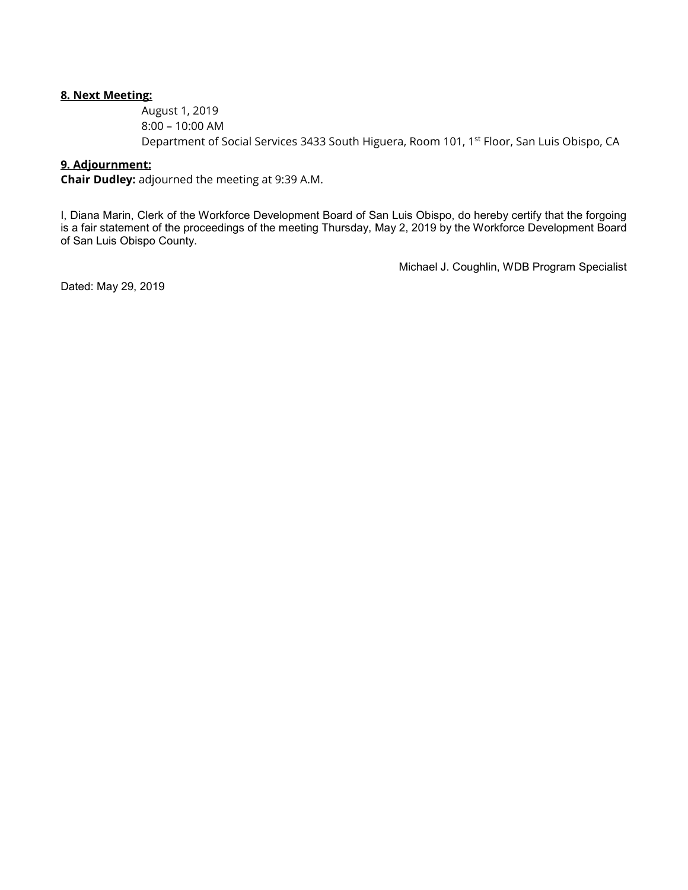**8. Next Meeting:**

August 1, 2019
8:00 – 10:00 AM
Department of Social Services 3433 South Higuera, Room 101, 1st Floor, San Luis Obispo, CA

**9. Adjournment:**

**Chair Dudley:** adjourned the meeting at 9:39 A.M.

I, Diana Marin, Clerk of the Workforce Development Board of San Luis Obispo, do hereby certify that the forgoing is a fair statement of the proceedings of the meeting Thursday, May 2, 2019 by the Workforce Development Board of San Luis Obispo County.

Michael J. Coughlin, WDB Program Specialist

Dated: May 29, 2019